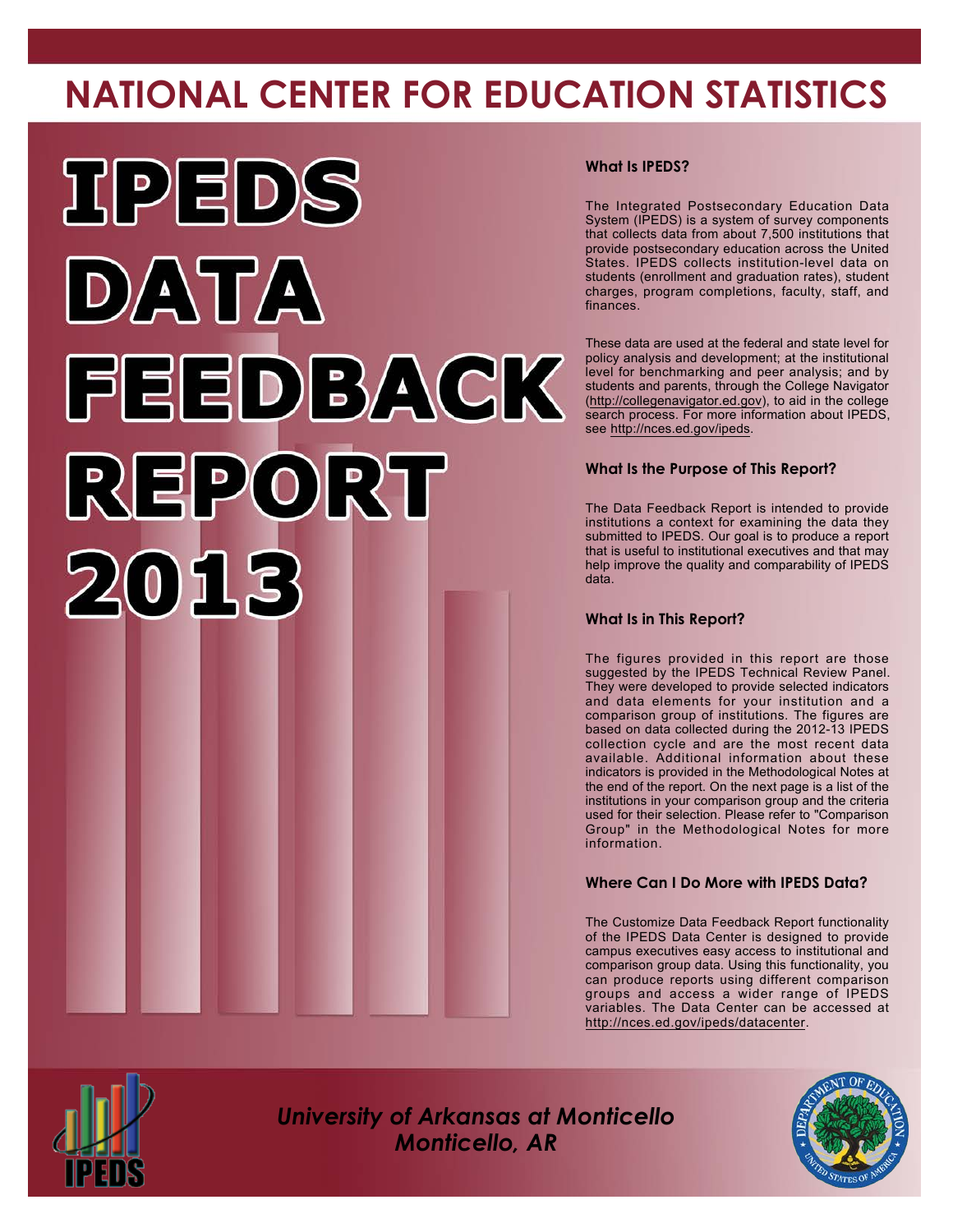# NATIONAL CENTER FOR EDUCATION STATISTICS

# IPEDS DATA FEEDBACK REPORT 2013

### What Is IPEDS?

The Integrated Postsecondary Education Data System (IPEDS) is a system of survey components that collects data from about 7,500 institutions that provide postsecondary education across the United States. IPEDS collects institution-level data on students (enrollment and graduation rates), student charges, program completions, faculty, staff, and finances.

These data are used at the federal and state level for policy analysis and development; at the institutional level for benchmarking and peer analysis; and by students and parents, through the College Navigator (http://collegenavigator.ed.gov), to aid in the college search process. For more information about IPEDS, see http://nces.ed.gov/ipeds.

### What Is the Purpose of This Report?

The Data Feedback Report is intended to provide institutions a context for examining the data they submitted to IPEDS. Our goal is to produce a report that is useful to institutional executives and that may help improve the quality and comparability of IPEDS data.

### What Is in This Report?

The figures provided in this report are those suggested by the IPEDS Technical Review Panel. They were developed to provide selected indicators and data elements for your institution and a comparison group of institutions. The figures are based on data collected during the 2012-13 IPEDS collection cycle and are the most recent data available. Additional information about these indicators is provided in the Methodological Notes at the end of the report. On the next page is a list of the institutions in your comparison group and the criteria used for their selection. Please refer to "Comparison Group" in the Methodological Notes for more information.

### Where Can I Do More with IPEDS Data?

The Customize Data Feedback Report functionality of the IPEDS Data Center is designed to provide campus executives easy access to institutional and comparison group data. Using this functionality, you can produce reports using different comparison groups and access a wider range of IPEDS variables. The Data Center can be accessed at http://nces.ed.gov/ipeds/datacenter.

*University of Arkansas at Monticello*
*Monticello, AR*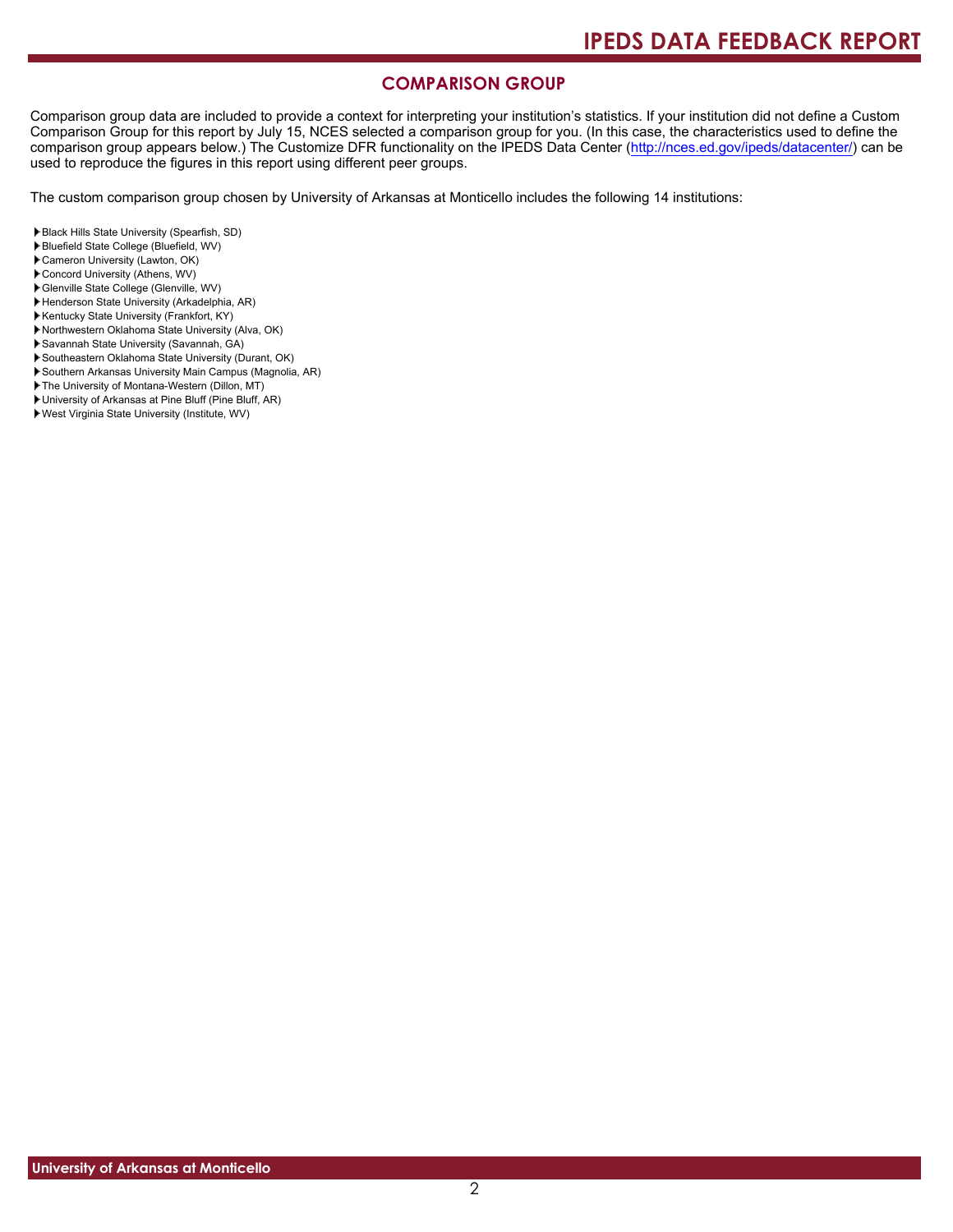## COMPARISON GROUP

Comparison group data are included to provide a context for interpreting your institution's statistics. If your institution did not define a Custom Comparison Group for this report by July 15, NCES selected a comparison group for you. (In this case, the characteristics used to define the comparison group appears below.) The Customize DFR functionality on the IPEDS Data Center (http://nces.ed.gov/ipeds/datacenter/) can be used to reproduce the figures in this report using different peer groups.

The custom comparison group chosen by University of Arkansas at Monticello includes the following 14 institutions:

- Black Hills State University (Spearfish, SD)
- Bluefield State College (Bluefield, WV)
- Cameron University (Lawton, OK)
- Concord University (Athens, WV)
- Glenville State College (Glenville, WV)
- Henderson State University (Arkadelphia, AR)
- Kentucky State University (Frankfort, KY)
- Northwestern Oklahoma State University (Alva, OK)
- Savannah State University (Savannah, GA)
- Southeastern Oklahoma State University (Durant, OK)
- Southern Arkansas University Main Campus (Magnolia, AR)
- The University of Montana-Western (Dillon, MT)
- University of Arkansas at Pine Bluff (Pine Bluff, AR)
- West Virginia State University (Institute, WV)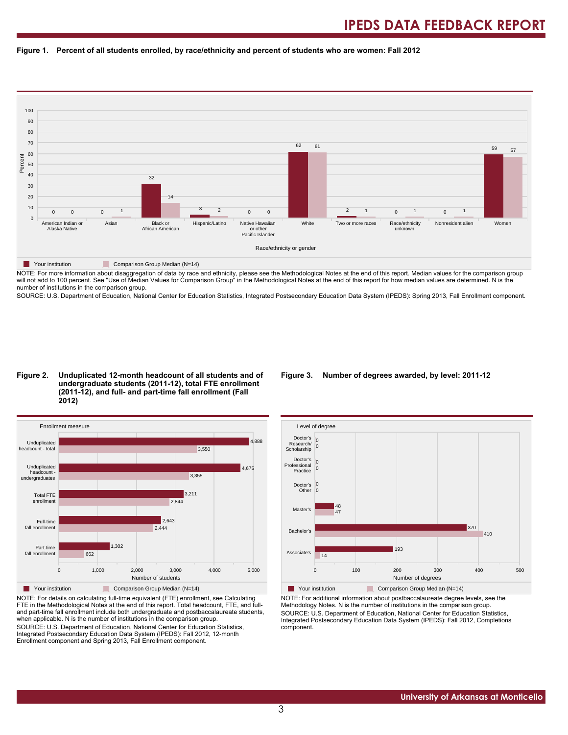**Figure 1. Percent of all students enrolled, by race/ethnicity and percent of students who are women: Fall 2012**

| Race/ethnicity or gender | Your institution | Comparison Group Median (N=14) |
|---|---|---|
| American Indian or Alaska Native | 0 | 0 |
| Asian | 0 | 1 |
| Black or African American | 32 | 14 |
| Hispanic/Latino | 3 | 2 |
| Native Hawaiian or other Pacific Islander | 0 | 0 |
| White | 62 | 61 |
| Two or more races | 2 | 1 |
| Race/ethnicity unknown | 0 | 1 |
| Nonresident alien | 0 | 1 |
| Women | 59 | 57 |

NOTE: For more information about disaggregation of data by race and ethnicity, please see the Methodological Notes at the end of this report. Median values for the comparison group will not add to 100 percent. See "Use of Median Values for Comparison Group" in the Methodological Notes at the end of this report for how median values are determined. N is the number of institutions in the comparison group.

SOURCE: U.S. Department of Education, National Center for Education Statistics, Integrated Postsecondary Education Data System (IPEDS): Spring 2013, Fall Enrollment component.

**Figure 2. Unduplicated 12-month headcount of all students and of undergraduate students (2011-12), total FTE enrollment (2011-12), and full- and part-time fall enrollment (Fall 2012)**

| Enrollment measure | Your institution | Comparison Group Median (N=14) |
|---|---|---|
| Unduplicated headcount - total | 4,888 | 3,550 |
| Unduplicated headcount - undergraduates | 4,675 | 3,355 |
| Total FTE enrollment | 3,211 | 2,844 |
| Full-time fall enrollment | 2,643 | 2,444 |
| Part-time fall enrollment | 1,302 | 662 |

NOTE: For details on calculating full-time equivalent (FTE) enrollment, see Calculating FTE in the Methodological Notes at the end of this report. Total headcount, FTE, and full- and part-time fall enrollment include both undergraduate and postbaccalaureate students, when applicable. N is the number of institutions in the comparison group.

SOURCE: U.S. Department of Education, National Center for Education Statistics, Integrated Postsecondary Education Data System (IPEDS): Fall 2012, 12-month Enrollment component and Spring 2013, Fall Enrollment component.

**Figure 3. Number of degrees awarded, by level: 2011-12**

| Level of degree | Your institution | Comparison Group Median (N=14) |
|---|---|---|
| Doctor's Research/ Scholarship | 0 | 0 |
| Doctor's Professional Practice | 0 | 0 |
| Doctor's Other | 0 | 0 |
| Master's | 48 | 47 |
| Bachelor's | 370 | 410 |
| Associate's | 193 | 14 |

NOTE: For additional information about postbaccalaureate degree levels, see the Methodology Notes. N is the number of institutions in the comparison group.

SOURCE: U.S. Department of Education, National Center for Education Statistics, Integrated Postsecondary Education Data System (IPEDS): Fall 2012, Completions component.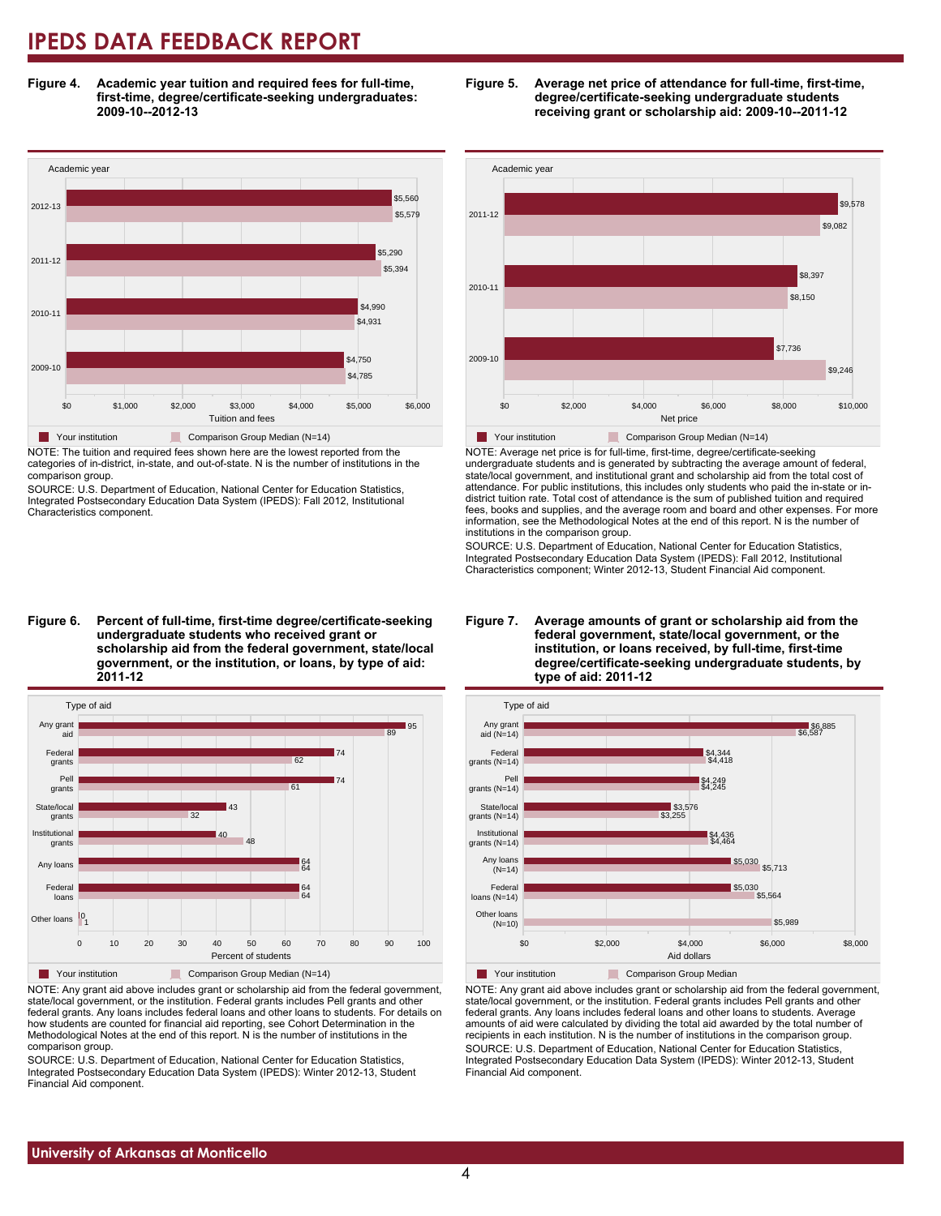**Figure 4. Academic year tuition and required fees for full-time, first-time, degree/certificate-seeking undergraduates: 2009-10--2012-13**

| Academic year | Your institution | Comparison Group Median (N=14) |
|---|---|---|
| 2012-13 | $5,560 | $5,579 |
| 2011-12 | $5,290 | $5,394 |
| 2010-11 | $4,990 | $4,931 |
| 2009-10 | $4,750 | $4,785 |

NOTE: The tuition and required fees shown here are the lowest reported from the categories of in-district, in-state, and out-of-state. N is the number of institutions in the comparison group.

SOURCE: U.S. Department of Education, National Center for Education Statistics, Integrated Postsecondary Education Data System (IPEDS): Fall 2012, Institutional Characteristics component.

**Figure 5. Average net price of attendance for full-time, first-time, degree/certificate-seeking undergraduate students receiving grant or scholarship aid: 2009-10--2011-12**

| Academic year | Your institution | Comparison Group Median (N=14) |
|---|---|---|
| 2011-12 | $9,578 | $9,082 |
| 2010-11 | $8,397 | $8,150 |
| 2009-10 | $7,736 | $9,246 |

NOTE: Average net price is for full-time, first-time, degree/certificate-seeking undergraduate students and is generated by subtracting the average amount of federal, state/local government, and institutional grant and scholarship aid from the total cost of attendance. For public institutions, this includes only students who paid the in-state or in-district tuition rate. Total cost of attendance is the sum of published tuition and required fees, books and supplies, and the average room and board and other expenses. For more information, see the Methodological Notes at the end of this report. N is the number of institutions in the comparison group.

SOURCE: U.S. Department of Education, National Center for Education Statistics, Integrated Postsecondary Education Data System (IPEDS): Fall 2012, Institutional Characteristics component; Winter 2012-13, Student Financial Aid component.

**Figure 6. Percent of full-time, first-time degree/certificate-seeking undergraduate students who received grant or scholarship aid from the federal government, state/local government, or the institution, or loans, by type of aid: 2011-12**

| Type of aid | Your institution | Comparison Group Median (N=14) |
|---|---|---|
| Any grant aid | 95 | 89 |
| Federal grants | 74 | 62 |
| Pell grants | 74 | 61 |
| State/local grants | 43 | 32 |
| Institutional grants | 40 | 48 |
| Any loans | 64 | 64 |
| Federal loans | 64 | 64 |
| Other loans | 0 | 1 |

NOTE: Any grant aid above includes grant or scholarship aid from the federal government, state/local government, or the institution. Federal grants includes Pell grants and other federal grants. Any loans includes federal loans and other loans to students. For details on how students are counted for financial aid reporting, see Cohort Determination in the Methodological Notes at the end of this report. N is the number of institutions in the comparison group.

SOURCE: U.S. Department of Education, National Center for Education Statistics, Integrated Postsecondary Education Data System (IPEDS): Winter 2012-13, Student Financial Aid component.

**Figure 7. Average amounts of grant or scholarship aid from the federal government, state/local government, or the institution, or loans received, by full-time, first-time degree/certificate-seeking undergraduate students, by type of aid: 2011-12**

| Type of aid | Your institution | Comparison Group Median |
|---|---|---|
| Any grant aid (N=14) | $6,885 | $6,587 |
| Federal grants (N=14) | $4,344 | $4,418 |
| Pell grants (N=14) | $4,249 | $4,245 |
| State/local grants (N=14) | $3,576 | $3,255 |
| Institutional grants (N=14) | $4,436 | $4,464 |
| Any loans (N=14) | $5,030 | $5,713 |
| Federal loans (N=14) | $5,030 | $5,564 |
| Other loans (N=10) | | $5,989 |

NOTE: Any grant aid above includes grant or scholarship aid from the federal government, state/local government, or the institution. Federal grants includes Pell grants and other federal grants. Any loans includes federal loans and other loans to students. Average amounts of aid were calculated by dividing the total aid awarded by the total number of recipients in each institution. N is the number of institutions in the comparison group.

SOURCE: U.S. Department of Education, National Center for Education Statistics, Integrated Postsecondary Education Data System (IPEDS): Winter 2012-13, Student Financial Aid component.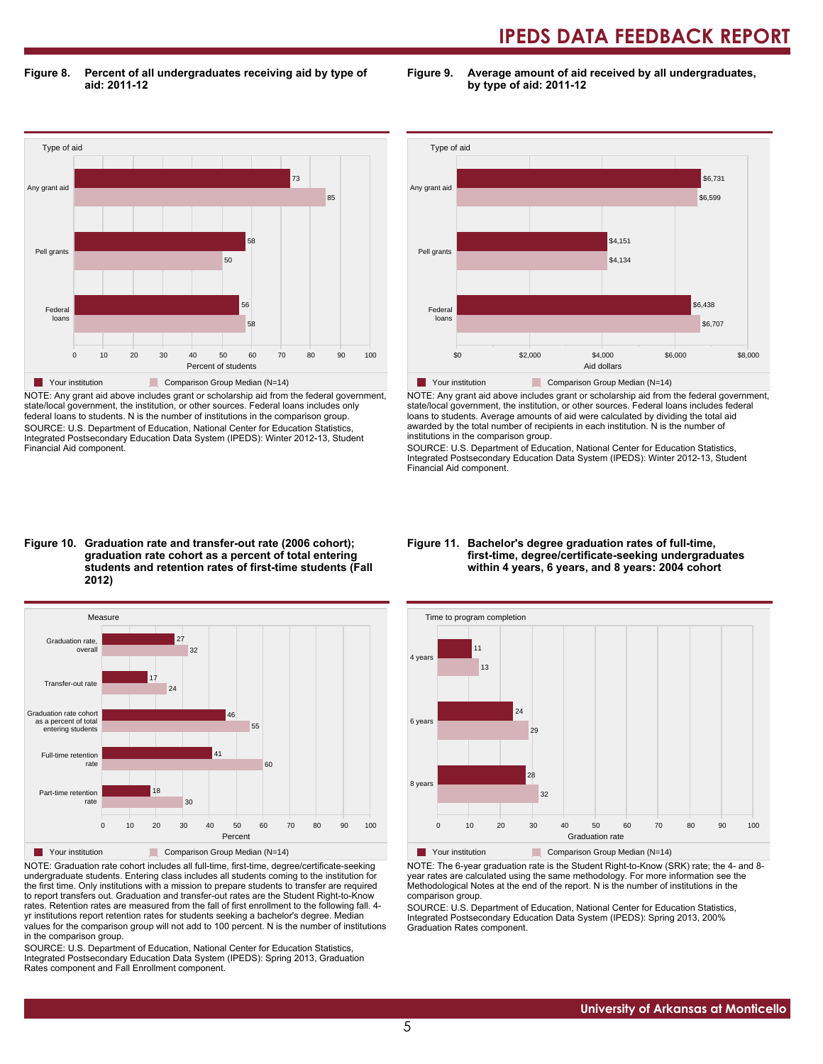**Figure 8. Percent of all undergraduates receiving aid by type of aid: 2011-12**

| Type of aid | Your institution | Comparison Group Median (N=14) |
|---|---|---|
| Any grant aid | 73 | 85 |
| Pell grants | 58 | 50 |
| Federal loans | 56 | 58 |

Percent of students

NOTE: Any grant aid above includes grant or scholarship aid from the federal government, state/local government, the institution, or other sources. Federal loans includes only federal loans to students. N is the number of institutions in the comparison group.
SOURCE: U.S. Department of Education, National Center for Education Statistics, Integrated Postsecondary Education Data System (IPEDS): Winter 2012-13, Student Financial Aid component.

**Figure 9. Average amount of aid received by all undergraduates, by type of aid: 2011-12**

| Type of aid | Your institution | Comparison Group Median (N=14) |
|---|---|---|
| Any grant aid | $6,731 | $6,599 |
| Pell grants | $4,151 | $4,134 |
| Federal loans | $6,438 | $6,707 |

Aid dollars

NOTE: Any grant aid above includes grant or scholarship aid from the federal government, state/local government, the institution, or other sources. Federal loans includes federal loans to students. Average amounts of aid were calculated by dividing the total aid awarded by the total number of recipients in each institution. N is the number of institutions in the comparison group.
SOURCE: U.S. Department of Education, National Center for Education Statistics, Integrated Postsecondary Education Data System (IPEDS): Winter 2012-13, Student Financial Aid component.

**Figure 10. Graduation rate and transfer-out rate (2006 cohort); graduation rate cohort as a percent of total entering students and retention rates of first-time students (Fall 2012)**

| Measure | Your institution | Comparison Group Median (N=14) |
|---|---|---|
| Graduation rate, overall | 27 | 32 |
| Transfer-out rate | 17 | 24 |
| Graduation rate cohort as a percent of total entering students | 46 | 55 |
| Full-time retention rate | 41 | 60 |
| Part-time retention rate | 18 | 30 |

Percent

NOTE: Graduation rate cohort includes all full-time, first-time, degree/certificate-seeking undergraduate students. Entering class includes all students coming to the institution for the first time. Only institutions with a mission to prepare students to transfer are required to report transfers out. Graduation and transfer-out rates are the Student Right-to-Know rates. Retention rates are measured from the fall of first enrollment to the following fall. 4-yr institutions report retention rates for students seeking a bachelor's degree. Median values for the comparison group will not add to 100 percent. N is the number of institutions in the comparison group.
SOURCE: U.S. Department of Education, National Center for Education Statistics, Integrated Postsecondary Education Data System (IPEDS): Spring 2013, Graduation Rates component and Fall Enrollment component.

**Figure 11. Bachelor's degree graduation rates of full-time, first-time, degree/certificate-seeking undergraduates within 4 years, 6 years, and 8 years: 2004 cohort**

| Time to program completion | Your institution | Comparison Group Median (N=14) |
|---|---|---|
| 4 years | 11 | 13 |
| 6 years | 24 | 29 |
| 8 years | 28 | 32 |

Graduation rate

NOTE: The 6-year graduation rate is the Student Right-to-Know (SRK) rate; the 4- and 8-year rates are calculated using the same methodology. For more information see the Methodological Notes at the end of the report. N is the number of institutions in the comparison group.
SOURCE: U.S. Department of Education, National Center for Education Statistics, Integrated Postsecondary Education Data System (IPEDS): Spring 2013, 200% Graduation Rates component.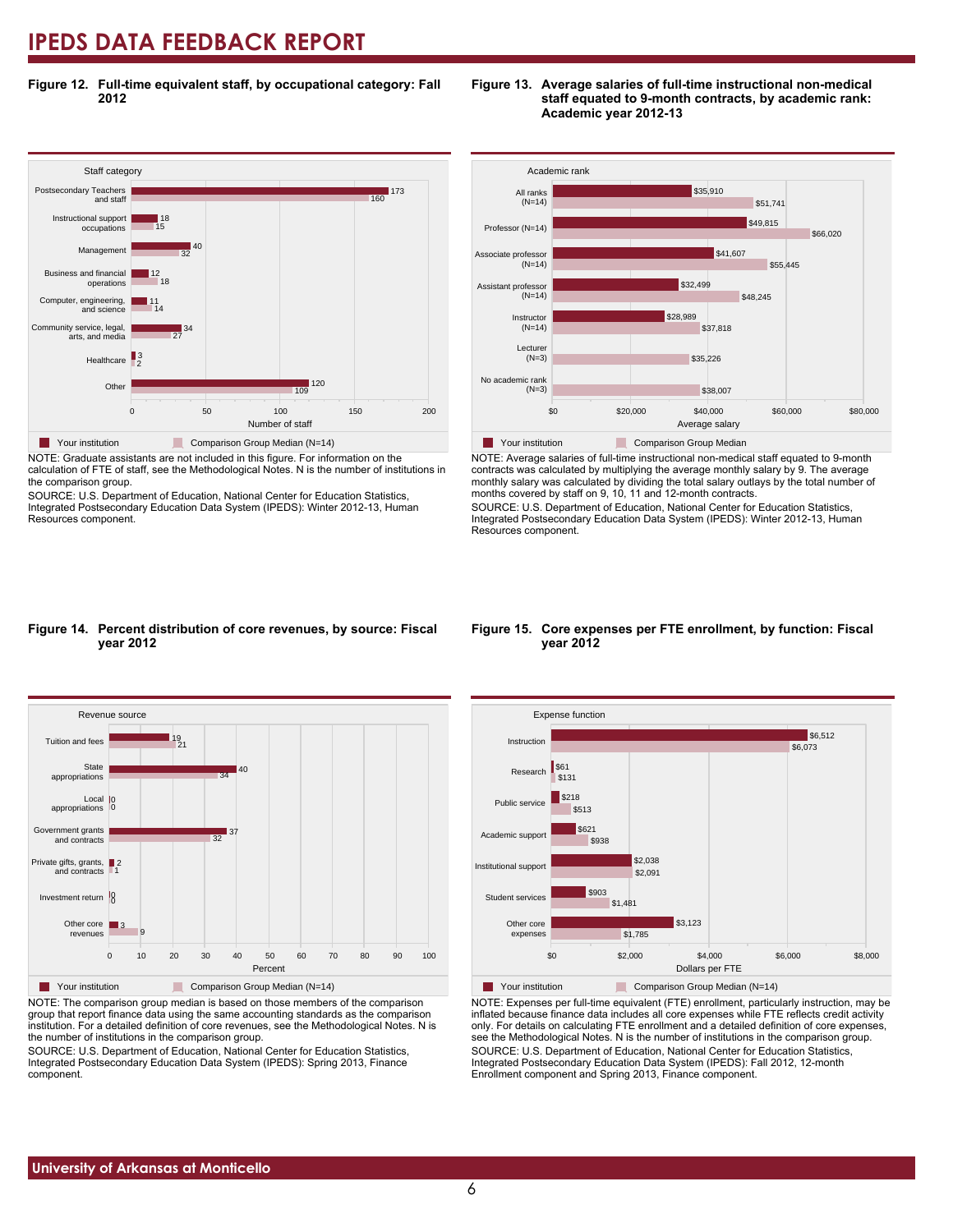# IPEDS DATA FEEDBACK REPORT

**Figure 12. Full-time equivalent staff, by occupational category: Fall 2012**

| Staff category | Your institution | Comparison Group Median (N=14) |
|---|---|---|
| Postsecondary Teachers and staff | 173 | 160 |
| Instructional support occupations | 18 | 15 |
| Management | 40 | 32 |
| Business and financial operations | 12 | 18 |
| Computer, engineering, and science | 11 | 14 |
| Community service, legal, arts, and media | 34 | 27 |
| Healthcare | 3 | 2 |
| Other | 120 | 109 |

NOTE: Graduate assistants are not included in this figure. For information on the calculation of FTE of staff, see the Methodological Notes. N is the number of institutions in the comparison group.

SOURCE: U.S. Department of Education, National Center for Education Statistics, Integrated Postsecondary Education Data System (IPEDS): Winter 2012-13, Human Resources component.

**Figure 13. Average salaries of full-time instructional non-medical staff equated to 9-month contracts, by academic rank: Academic year 2012-13**

| Academic rank | Your institution | Comparison Group Median |
|---|---|---|
| All ranks (N=14) | $35,910 | $51,741 |
| Professor (N=14) | $49,815 | $66,020 |
| Associate professor (N=14) | $41,607 | $55,445 |
| Assistant professor (N=14) | $32,499 | $48,245 |
| Instructor (N=14) | $28,989 | $37,818 |
| Lecturer (N=3) | | $35,226 |
| No academic rank (N=3) | | $38,007 |

NOTE: Average salaries of full-time instructional non-medical staff equated to 9-month contracts was calculated by multiplying the average monthly salary by 9. The average monthly salary was calculated by dividing the total salary outlays by the total number of months covered by staff on 9, 10, 11 and 12-month contracts.

SOURCE: U.S. Department of Education, National Center for Education Statistics, Integrated Postsecondary Education Data System (IPEDS): Winter 2012-13, Human Resources component.

**Figure 14. Percent distribution of core revenues, by source: Fiscal year 2012**

| Revenue source | Your institution | Comparison Group Median (N=14) |
|---|---|---|
| Tuition and fees | 19 | 21 |
| State appropriations | 40 | 34 |
| Local appropriations | 0 | 0 |
| Government grants and contracts | 37 | 32 |
| Private gifts, grants, and contracts | 2 | 1 |
| Investment return | 0 | 0 |
| Other core revenues | 3 | 9 |

NOTE: The comparison group median is based on those members of the comparison group that report finance data using the same accounting standards as the comparison institution. For a detailed definition of core revenues, see the Methodological Notes. N is the number of institutions in the comparison group.

SOURCE: U.S. Department of Education, National Center for Education Statistics, Integrated Postsecondary Education Data System (IPEDS): Spring 2013, Finance component.

**Figure 15. Core expenses per FTE enrollment, by function: Fiscal year 2012**

| Expense function | Your institution | Comparison Group Median (N=14) |
|---|---|---|
| Instruction | $6,512 | $6,073 |
| Research | $61 | $131 |
| Public service | $218 | $513 |
| Academic support | $621 | $938 |
| Institutional support | $2,038 | $2,091 |
| Student services | $903 | $1,481 |
| Other core expenses | $3,123 | $1,785 |

NOTE: Expenses per full-time equivalent (FTE) enrollment, particularly instruction, may be inflated because finance data includes all core expenses while FTE reflects credit activity only. For details on calculating FTE enrollment and a detailed definition of core expenses, see the Methodological Notes. N is the number of institutions in the comparison group.

SOURCE: U.S. Department of Education, National Center for Education Statistics, Integrated Postsecondary Education Data System (IPEDS): Fall 2012, 12-month Enrollment component and Spring 2013, Finance component.

University of Arkansas at Monticello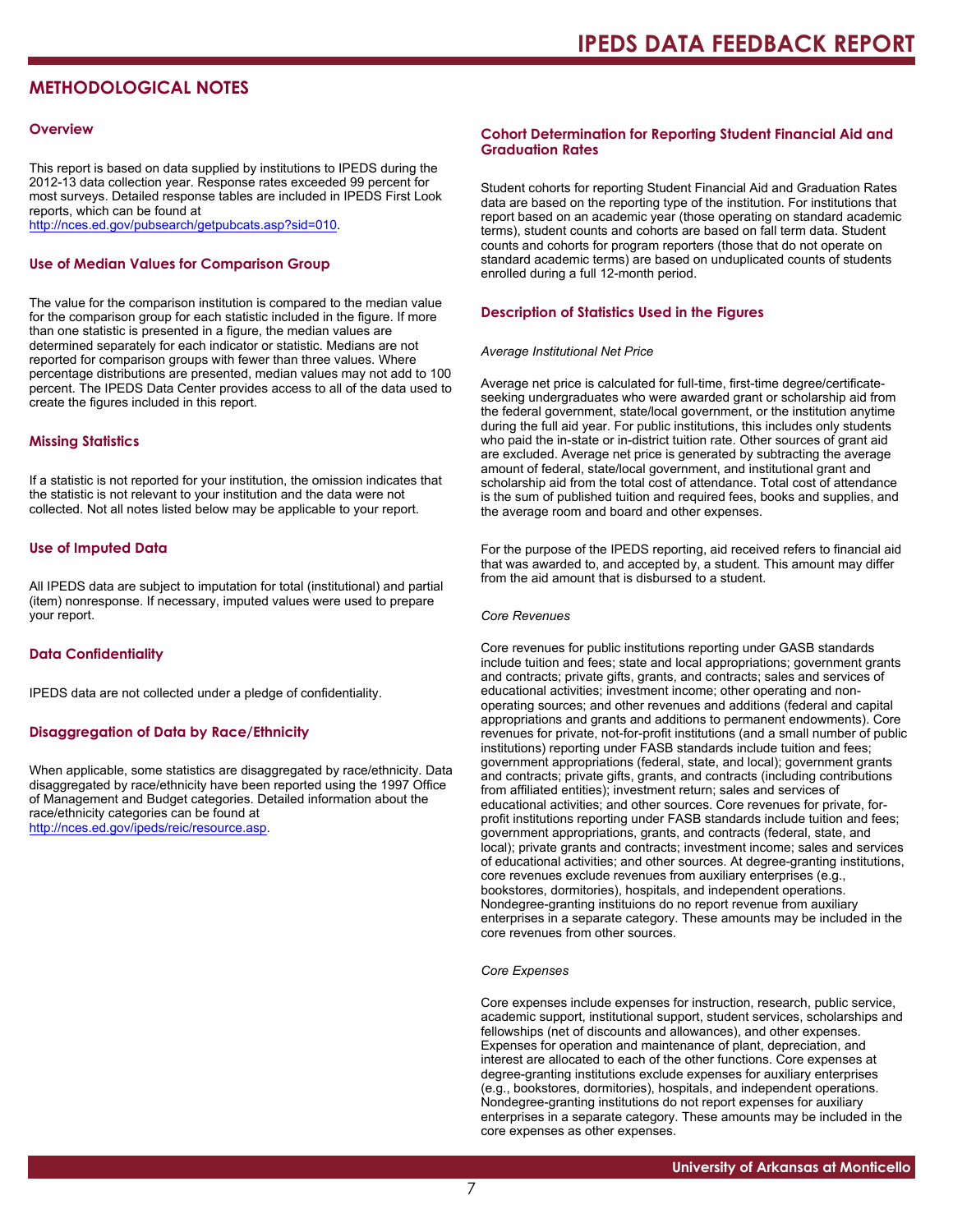# METHODOLOGICAL NOTES

## Overview

This report is based on data supplied by institutions to IPEDS during the 2012-13 data collection year. Response rates exceeded 99 percent for most surveys. Detailed response tables are included in IPEDS First Look reports, which can be found at http://nces.ed.gov/pubsearch/getpubcats.asp?sid=010.

## Use of Median Values for Comparison Group

The value for the comparison institution is compared to the median value for the comparison group for each statistic included in the figure. If more than one statistic is presented in a figure, the median values are determined separately for each indicator or statistic. Medians are not reported for comparison groups with fewer than three values. Where percentage distributions are presented, median values may not add to 100 percent. The IPEDS Data Center provides access to all of the data used to create the figures included in this report.

## Missing Statistics

If a statistic is not reported for your institution, the omission indicates that the statistic is not relevant to your institution and the data were not collected. Not all notes listed below may be applicable to your report.

## Use of Imputed Data

All IPEDS data are subject to imputation for total (institutional) and partial (item) nonresponse. If necessary, imputed values were used to prepare your report.

## Data Confidentiality

IPEDS data are not collected under a pledge of confidentiality.

## Disaggregation of Data by Race/Ethnicity

When applicable, some statistics are disaggregated by race/ethnicity. Data disaggregated by race/ethnicity have been reported using the 1997 Office of Management and Budget categories. Detailed information about the race/ethnicity categories can be found at http://nces.ed.gov/ipeds/reic/resource.asp.

## Cohort Determination for Reporting Student Financial Aid and Graduation Rates

Student cohorts for reporting Student Financial Aid and Graduation Rates data are based on the reporting type of the institution. For institutions that report based on an academic year (those operating on standard academic terms), student counts and cohorts are based on fall term data. Student counts and cohorts for program reporters (those that do not operate on standard academic terms) are based on unduplicated counts of students enrolled during a full 12-month period.

## Description of Statistics Used in the Figures

*Average Institutional Net Price*

Average net price is calculated for full-time, first-time degree/certificate-seeking undergraduates who were awarded grant or scholarship aid from the federal government, state/local government, or the institution anytime during the full aid year. For public institutions, this includes only students who paid the in-state or in-district tuition rate. Other sources of grant aid are excluded. Average net price is generated by subtracting the average amount of federal, state/local government, and institutional grant and scholarship aid from the total cost of attendance. Total cost of attendance is the sum of published tuition and required fees, books and supplies, and the average room and board and other expenses.

For the purpose of the IPEDS reporting, aid received refers to financial aid that was awarded to, and accepted by, a student. This amount may differ from the aid amount that is disbursed to a student.

*Core Revenues*

Core revenues for public institutions reporting under GASB standards include tuition and fees; state and local appropriations; government grants and contracts; private gifts, grants, and contracts; sales and services of educational activities; investment income; other operating and non-operating sources; and other revenues and additions (federal and capital appropriations and grants and additions to permanent endowments). Core revenues for private, not-for-profit institutions (and a small number of public institutions) reporting under FASB standards include tuition and fees; government appropriations (federal, state, and local); government grants and contracts; private gifts, grants, and contracts (including contributions from affiliated entities); investment return; sales and services of educational activities; and other sources. Core revenues for private, for-profit institutions reporting under FASB standards include tuition and fees; government appropriations, grants, and contracts (federal, state, and local); private grants and contracts; investment income; sales and services of educational activities; and other sources. At degree-granting institutions, core revenues exclude revenues from auxiliary enterprises (e.g., bookstores, dormitories), hospitals, and independent operations. Nondegree-granting instituions do no report revenue from auxiliary enterprises in a separate category. These amounts may be included in the core revenues from other sources.

*Core Expenses*

Core expenses include expenses for instruction, research, public service, academic support, institutional support, student services, scholarships and fellowships (net of discounts and allowances), and other expenses. Expenses for operation and maintenance of plant, depreciation, and interest are allocated to each of the other functions. Core expenses at degree-granting institutions exclude expenses for auxiliary enterprises (e.g., bookstores, dormitories), hospitals, and independent operations. Nondegree-granting institutions do not report expenses for auxiliary enterprises in a separate category. These amounts may be included in the core expenses as other expenses.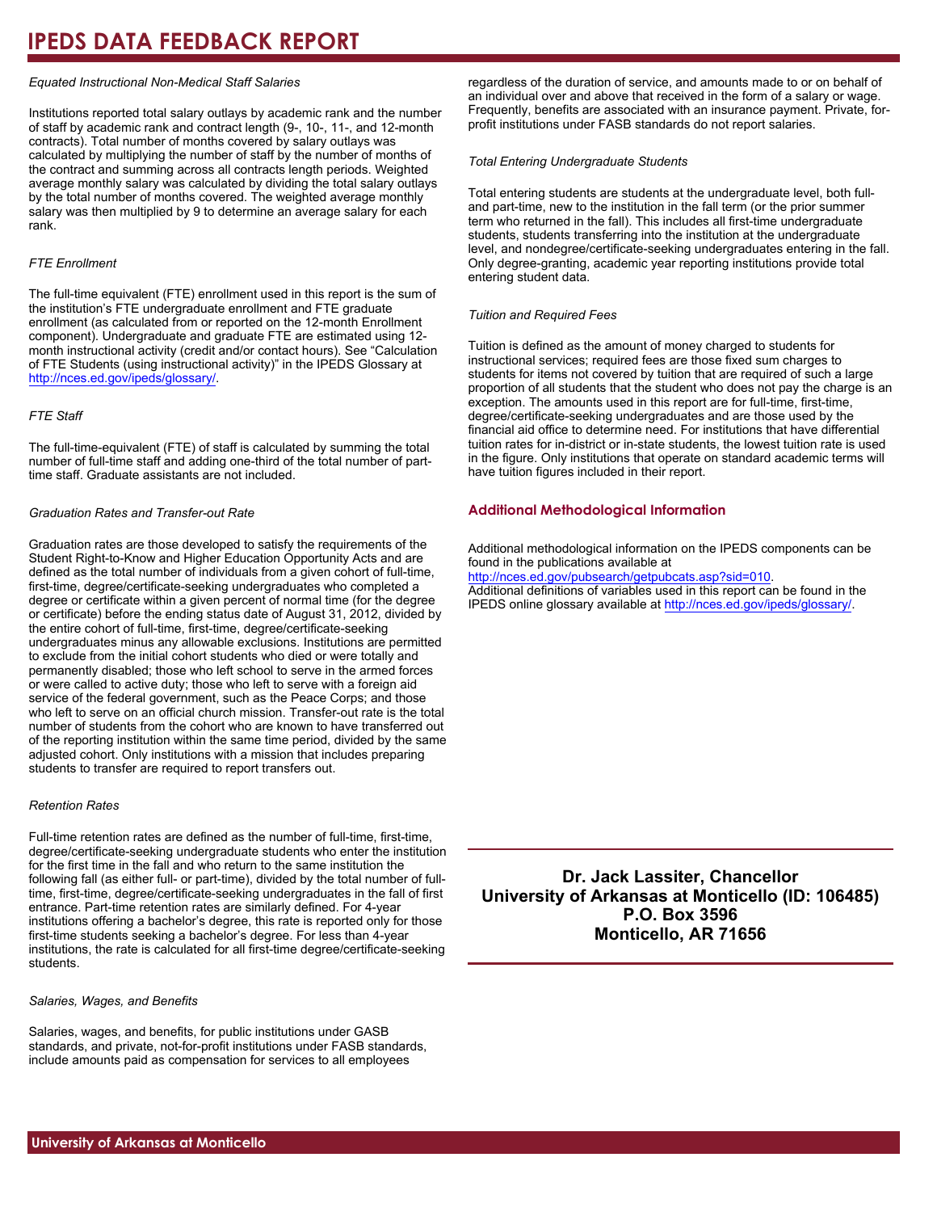*Equated Instructional Non-Medical Staff Salaries*

Institutions reported total salary outlays by academic rank and the number of staff by academic rank and contract length (9-, 10-, 11-, and 12-month contracts). Total number of months covered by salary outlays was calculated by multiplying the number of staff by the number of months of the contract and summing across all contracts length periods. Weighted average monthly salary was calculated by dividing the total salary outlays by the total number of months covered. The weighted average monthly salary was then multiplied by 9 to determine an average salary for each rank.

*FTE Enrollment*

The full-time equivalent (FTE) enrollment used in this report is the sum of the institution's FTE undergraduate enrollment and FTE graduate enrollment (as calculated from or reported on the 12-month Enrollment component). Undergraduate and graduate FTE are estimated using 12-month instructional activity (credit and/or contact hours). See "Calculation of FTE Students (using instructional activity)" in the IPEDS Glossary at http://nces.ed.gov/ipeds/glossary/.

*FTE Staff*

The full-time-equivalent (FTE) of staff is calculated by summing the total number of full-time staff and adding one-third of the total number of part-time staff. Graduate assistants are not included.

*Graduation Rates and Transfer-out Rate*

Graduation rates are those developed to satisfy the requirements of the Student Right-to-Know and Higher Education Opportunity Acts and are defined as the total number of individuals from a given cohort of full-time, first-time, degree/certificate-seeking undergraduates who completed a degree or certificate within a given percent of normal time (for the degree or certificate) before the ending status date of August 31, 2012, divided by the entire cohort of full-time, first-time, degree/certificate-seeking undergraduates minus any allowable exclusions. Institutions are permitted to exclude from the initial cohort students who died or were totally and permanently disabled; those who left school to serve in the armed forces or were called to active duty; those who left to serve with a foreign aid service of the federal government, such as the Peace Corps; and those who left to serve on an official church mission. Transfer-out rate is the total number of students from the cohort who are known to have transferred out of the reporting institution within the same time period, divided by the same adjusted cohort. Only institutions with a mission that includes preparing students to transfer are required to report transfers out.

*Retention Rates*

Full-time retention rates are defined as the number of full-time, first-time, degree/certificate-seeking undergraduate students who enter the institution for the first time in the fall and who return to the same institution the following fall (as either full- or part-time), divided by the total number of full-time, first-time, degree/certificate-seeking undergraduates in the fall of first entrance. Part-time retention rates are similarly defined. For 4-year institutions offering a bachelor's degree, this rate is reported only for those first-time students seeking a bachelor's degree. For less than 4-year institutions, the rate is calculated for all first-time degree/certificate-seeking students.

*Salaries, Wages, and Benefits*

Salaries, wages, and benefits, for public institutions under GASB standards, and private, not-for-profit institutions under FASB standards, include amounts paid as compensation for services to all employees regardless of the duration of service, and amounts made to or on behalf of an individual over and above that received in the form of a salary or wage. Frequently, benefits are associated with an insurance payment. Private, for-profit institutions under FASB standards do not report salaries.

*Total Entering Undergraduate Students*

Total entering students are students at the undergraduate level, both full- and part-time, new to the institution in the fall term (or the prior summer term who returned in the fall). This includes all first-time undergraduate students, students transferring into the institution at the undergraduate level, and nondegree/certificate-seeking undergraduates entering in the fall. Only degree-granting, academic year reporting institutions provide total entering student data.

*Tuition and Required Fees*

Tuition is defined as the amount of money charged to students for instructional services; required fees are those fixed sum charges to students for items not covered by tuition that are required of such a large proportion of all students that the student who does not pay the charge is an exception. The amounts used in this report are for full-time, first-time, degree/certificate-seeking undergraduates and are those used by the financial aid office to determine need. For institutions that have differential tuition rates for in-district or in-state students, the lowest tuition rate is used in the figure. Only institutions that operate on standard academic terms will have tuition figures included in their report.

## Additional Methodological Information

Additional methodological information on the IPEDS components can be found in the publications available at http://nces.ed.gov/pubsearch/getpubcats.asp?sid=010.
Additional definitions of variables used in this report can be found in the IPEDS online glossary available at http://nces.ed.gov/ipeds/glossary/.

**Dr. Jack Lassiter, Chancellor**
**University of Arkansas at Monticello (ID: 106485)**
**P.O. Box 3596**
**Monticello, AR 71656**